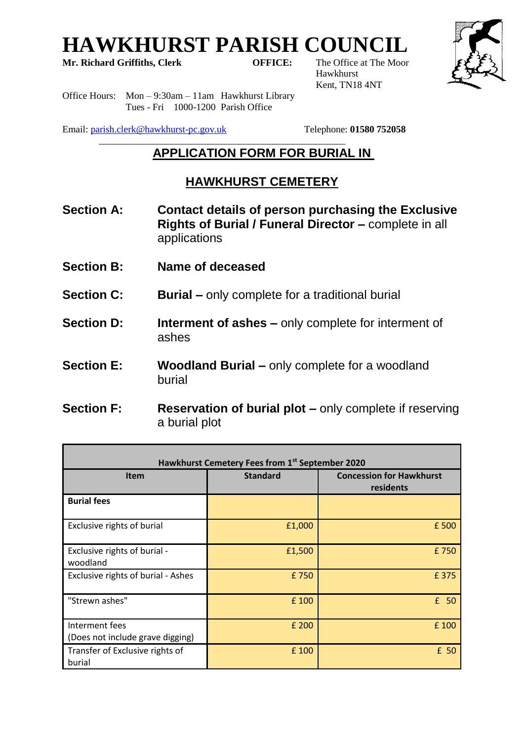# HAWKHURST PARISH COUNCIL

**Mr. Richard Griffiths, Clerk** **OFFICE:** The Office at The Moor
Hawkhurst
Kent, TN18 4NT

Office Hours: Mon – 9:30am – 11am Hawkhurst Library
Tues - Fri 1000-1200 Parish Office

Email: parish.clerk@hawkhurst-pc.gov.uk Telephone: **01580 752058**

## APPLICATION FORM FOR BURIAL IN

## HAWKHURST CEMETERY

**Section A:** **Contact details of person purchasing the Exclusive Rights of Burial / Funeral Director –** complete in all applications

**Section B:** **Name of deceased**

**Section C:** **Burial –** only complete for a traditional burial

**Section D:** **Interment of ashes –** only complete for interment of ashes

**Section E:** **Woodland Burial –** only complete for a woodland burial

**Section F:** **Reservation of burial plot –** only complete if reserving a burial plot

| Hawkhurst Cemetery Fees from 1st September 2020 | | |
|---|---|---|
| **Item** | **Standard** | **Concession for Hawkhurst residents** |
| **Burial fees** | | |
| Exclusive rights of burial | £1,000 | £ 500 |
| Exclusive rights of burial - woodland | £1,500 | £ 750 |
| Exclusive rights of burial - Ashes | £ 750 | £ 375 |
| "Strewn ashes" | £ 100 | £ 50 |
| Interment fees (Does not include grave digging) | £ 200 | £ 100 |
| Transfer of Exclusive rights of burial | £ 100 | £ 50 |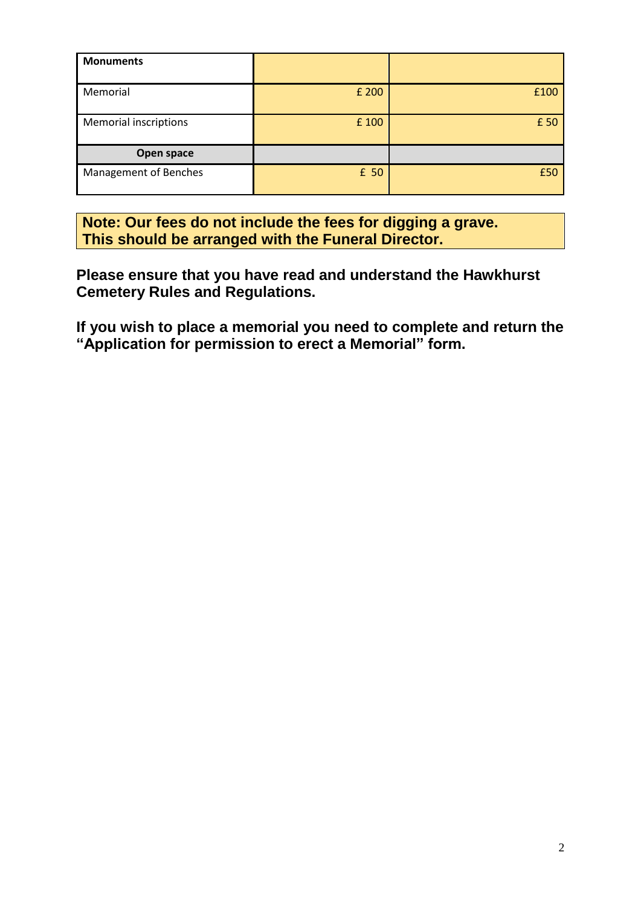| **Monuments** | | |
|---|---|---|
| Memorial | £ 200 | £100 |
| Memorial inscriptions | £ 100 | £ 50 |
| **Open space** | | |
| Management of Benches | £ 50 | £50 |

**Note: Our fees do not include the fees for digging a grave. This should be arranged with the Funeral Director.**

**Please ensure that you have read and understand the Hawkhurst Cemetery Rules and Regulations.**

**If you wish to place a memorial you need to complete and return the "Application for permission to erect a Memorial" form.**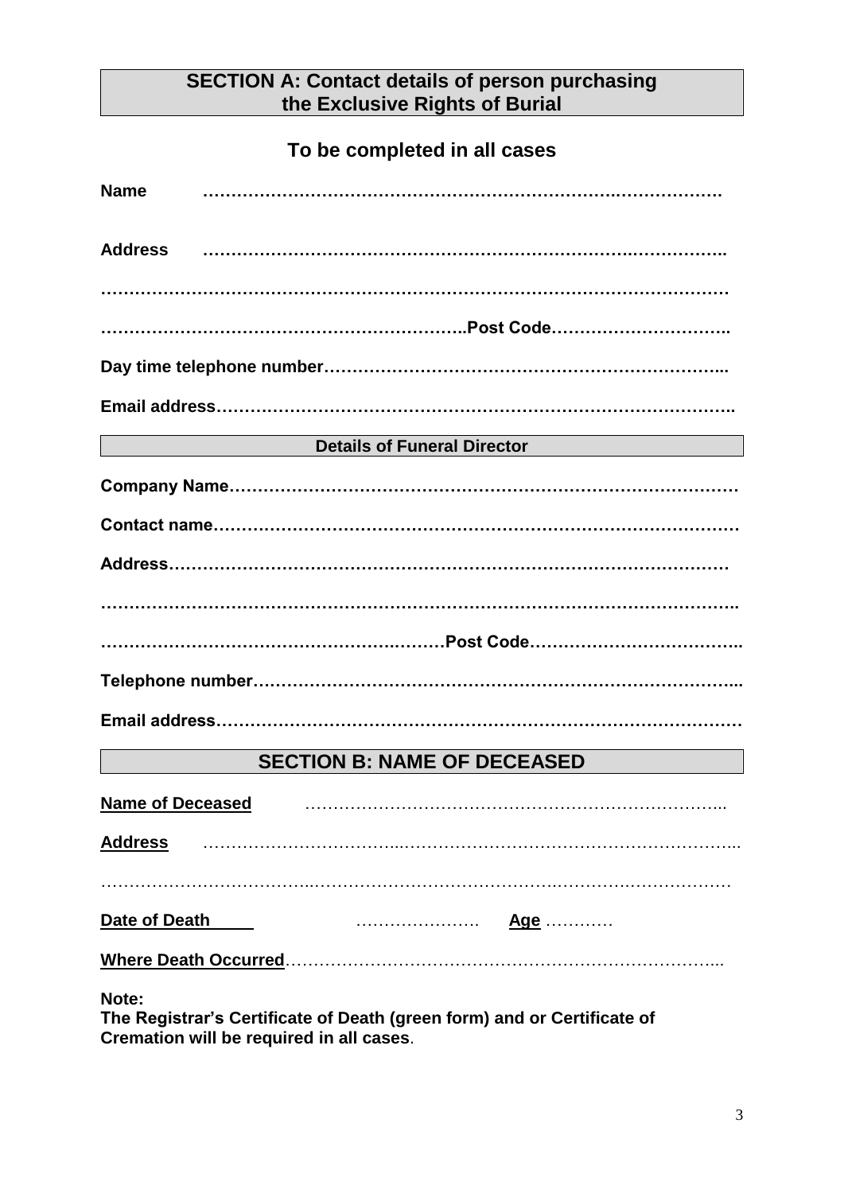## SECTION A: Contact details of person purchasing the Exclusive Rights of Burial

### To be completed in all cases

**Name** ……………………………………………………………….……………….

**Address** ……………………………………………………………..……………..

**………………………………………………………………………………………………**

**………………………………………………………..Post Code…………………………..**

**Day time telephone number………………………………………………………...**

**Email address………………………………………………………………………………..**

### Details of Funeral Director

**Company Name……………………………………………………………………………**

**Contact name………………………………………………………………………………**

**Address……………………………………………………………………………………**

**………………………………………………………………………………………………..**

**……………………………………………….………Post Code………………………………..**

**Telephone number………………………………………………………………………...**

**Email address………………………………………………………………………………**

## SECTION B: NAME OF DECEASED

**Name of Deceased** ……………………………………………………………..

**Address** ……………………………..……………………………………………………...

………………………………..………………………………………….…………….………………

**Date of Death** …………………. **Age** …………

**Where Death Occurred**……………………………………………………………….…...

**Note:**
**The Registrar's Certificate of Death (green form) and or Certificate of Cremation will be required in all cases**.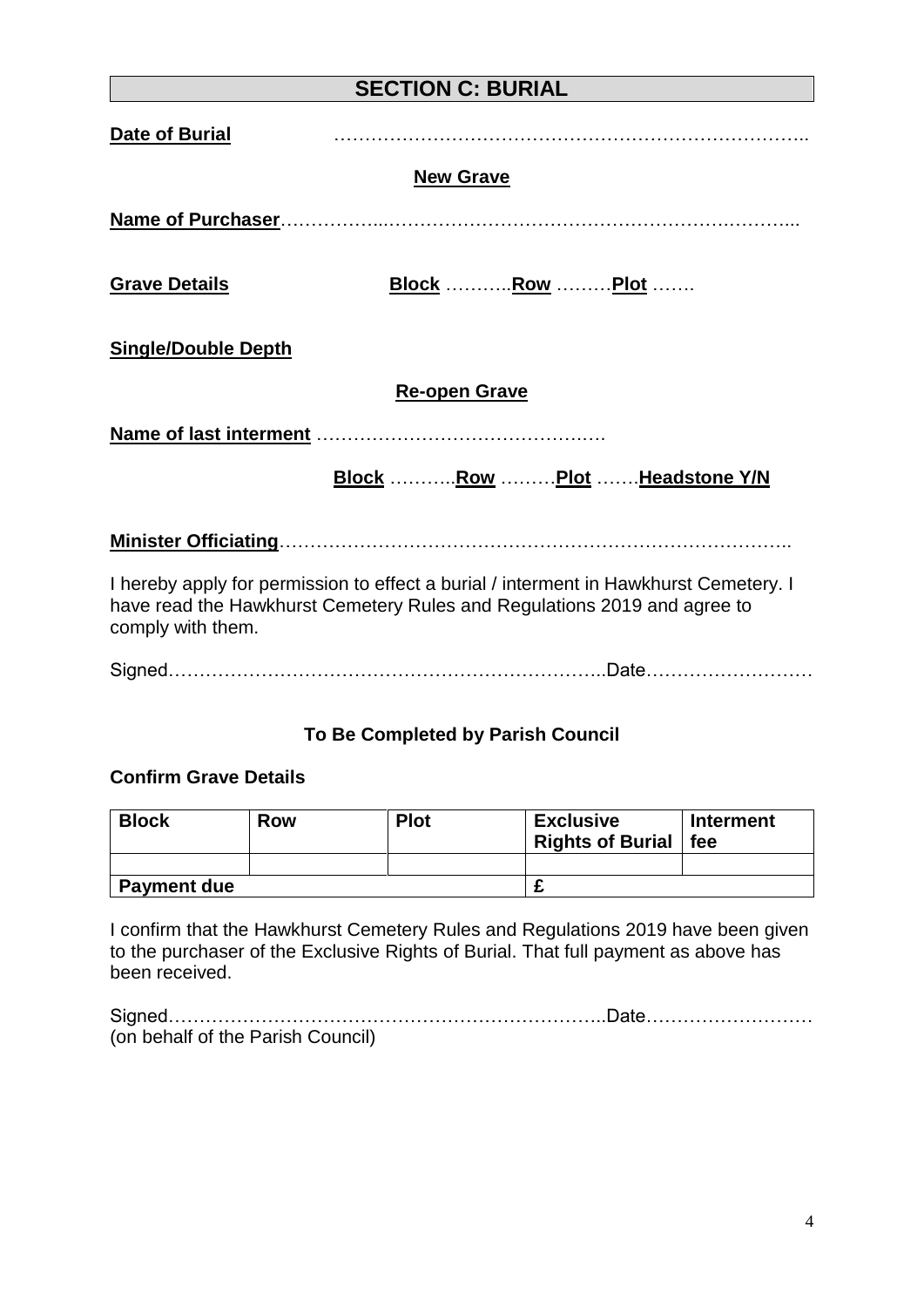## SECTION C: BURIAL

**Date of Burial** …………………………………………………………………..

**New Grave**

**Name of Purchaser**……………...…………………………………………….………...

**Grave Details** **Block** ………..**Row** ………**Plot** …….

**Single/Double Depth**

**Re-open Grave**

**Name of last interment** ……………………………………….…

**Block** ………..**Row** ………**Plot** …….**Headstone Y/N**

**Minister Officiating**………………………………………………………………………..

I hereby apply for permission to effect a burial / interment in Hawkhurst Cemetery. I have read the Hawkhurst Cemetery Rules and Regulations 2019 and agree to comply with them.

Signed…………………………………………………………..Date………………………

**To Be Completed by Parish Council**

**Confirm Grave Details**

| Block | Row | Plot | Exclusive Rights of Burial | Interment fee |
|---|---|---|---|---|
| | | | | |
| **Payment due** | | | £ | |

I confirm that the Hawkhurst Cemetery Rules and Regulations 2019 have been given to the purchaser of the Exclusive Rights of Burial. That full payment as above has been received.

Signed…………………………………………………………..Date………………………
(on behalf of the Parish Council)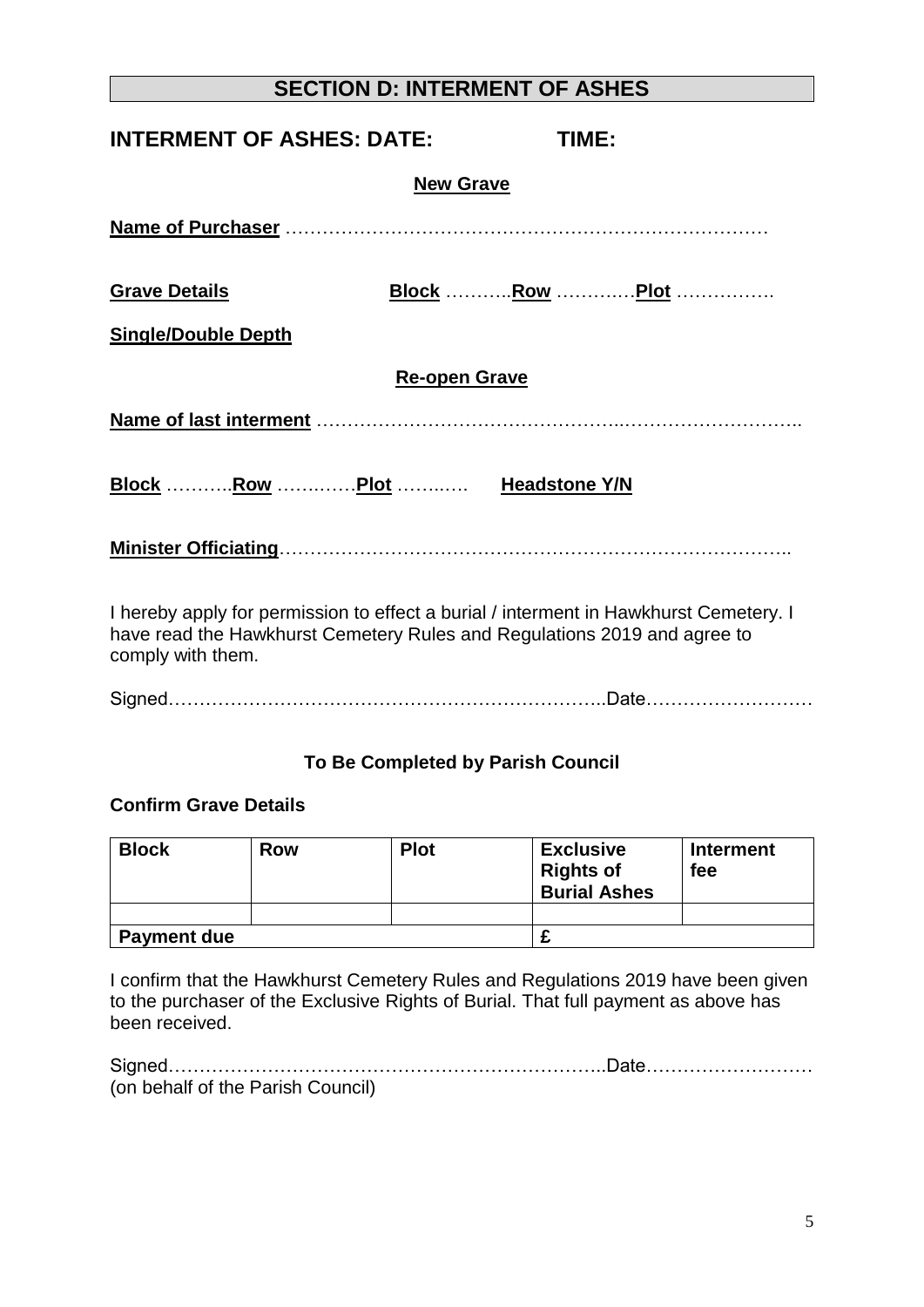## SECTION D: INTERMENT OF ASHES

### INTERMENT OF ASHES: DATE: TIME:

**New Grave**

**Name of Purchaser** ……………………………………………………………………

**Grave Details** **Block** ………..**Row** …………**Plot** …………….

**Single/Double Depth**

**Re-open Grave**

**Name of last interment** …………………………………………………………………..

**Block** ………..**Row** ………**Plot** ……… **Headstone Y/N**

**Minister Officiating**………………………………………………………………………..

I hereby apply for permission to effect a burial / interment in Hawkhurst Cemetery. I have read the Hawkhurst Cemetery Rules and Regulations 2019 and agree to comply with them.

Signed……………………………………………………………..Date………………………

**To Be Completed by Parish Council**

**Confirm Grave Details**

| Block | Row | Plot | Exclusive Rights of Burial Ashes | Interment fee |
|---|---|---|---|---|
| | | | | |
| **Payment due** | | | **£** | |

I confirm that the Hawkhurst Cemetery Rules and Regulations 2019 have been given to the purchaser of the Exclusive Rights of Burial. That full payment as above has been received.

Signed……………………………………………………………..Date………………………
(on behalf of the Parish Council)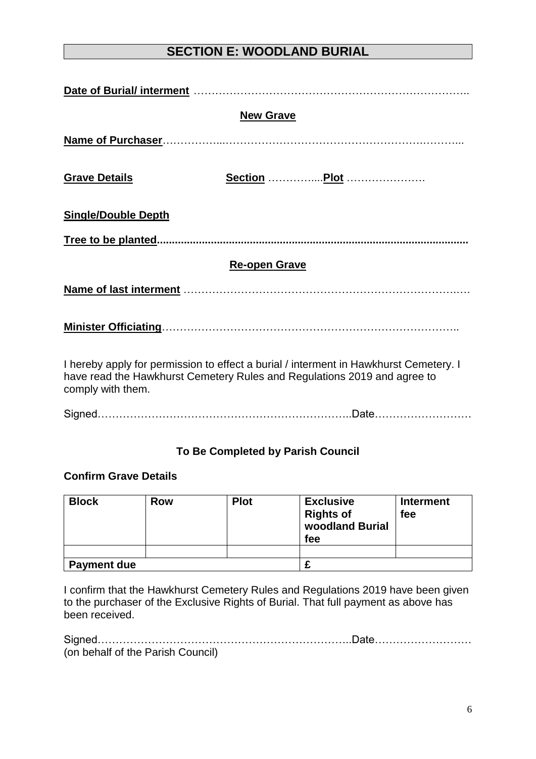## SECTION E: WOODLAND BURIAL

**Date of Burial/ interment** …………………………………………………………………..

**New Grave**

**Name of Purchaser**……………..…………………………………………….………...

**Grave Details** **Section** …………....**Plot** ………………….

**Single/Double Depth**

**Tree to be planted....................................................................................................**

**Re-open Grave**

**Name of last interment** ……………………………………………………………….…

**Minister Officiating**………………………………………………………………………..

I hereby apply for permission to effect a burial / interment in Hawkhurst Cemetery. I have read the Hawkhurst Cemetery Rules and Regulations 2019 and agree to comply with them.

Signed…………………………………………………………..Date………………………

**To Be Completed by Parish Council**

**Confirm Grave Details**

| **Block** | **Row** | **Plot** | **Exclusive Rights of woodland Burial fee** | **Interment fee** |
|---|---|---|---|---|
| | | | | |
| **Payment due** | | | **£** | |

I confirm that the Hawkhurst Cemetery Rules and Regulations 2019 have been given to the purchaser of the Exclusive Rights of Burial. That full payment as above has been received.

Signed…………………………………………………………..Date………………………
(on behalf of the Parish Council)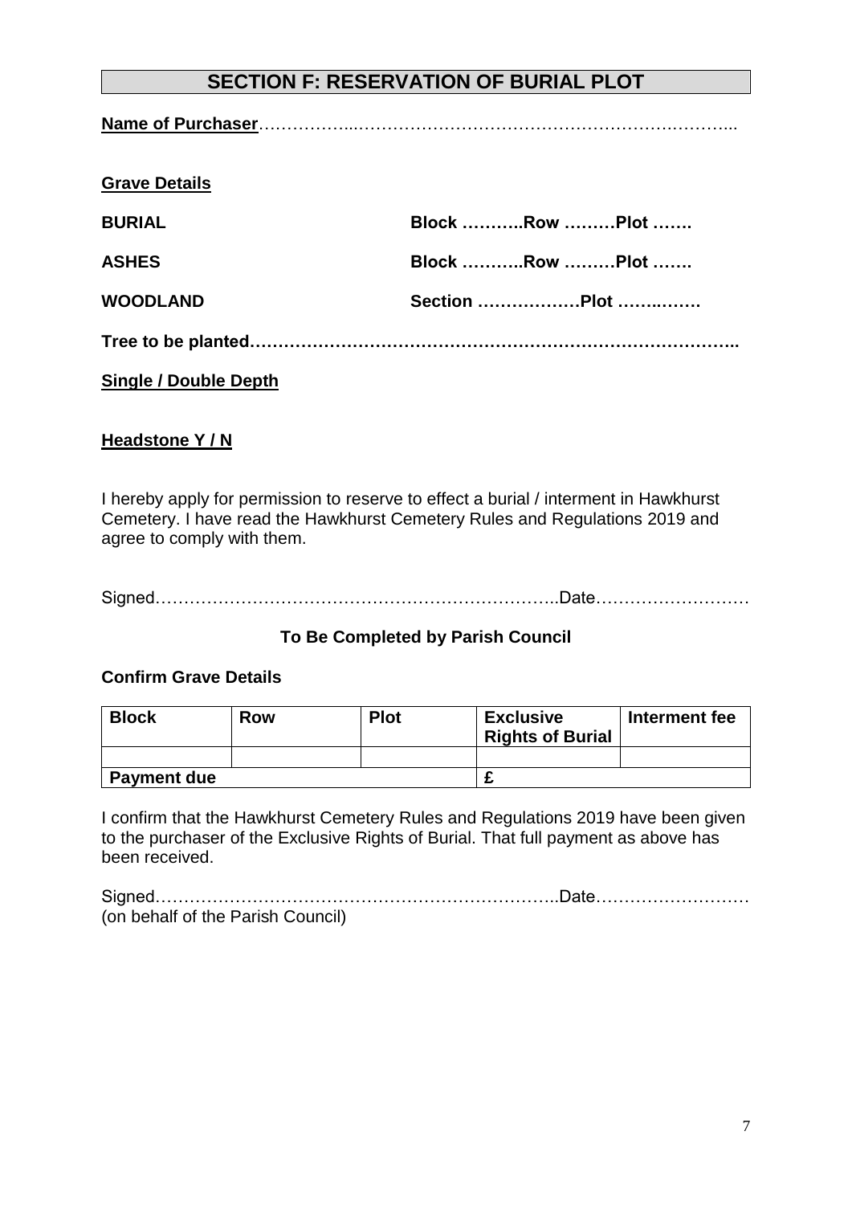## SECTION F: RESERVATION OF BURIAL PLOT

**Name of Purchaser**……………..……………………………………………….………...

**Grave Details**

**BURIAL** **Block ………..Row ………Plot …….**

**ASHES** **Block ………..Row ………Plot …….**

**WOODLAND** **Section ………………Plot ……..…….**

**Tree to be planted………………………………………………………………………..**

**Single / Double Depth**

**Headstone Y / N**

I hereby apply for permission to reserve to effect a burial / interment in Hawkhurst Cemetery. I have read the Hawkhurst Cemetery Rules and Regulations 2019 and agree to comply with them.

Signed……………………………………………….…………..Date………………………

**To Be Completed by Parish Council**

**Confirm Grave Details**

| Block | Row | Plot | Exclusive Rights of Burial | Interment fee |
|---|---|---|---|---|
| | | | | |
| Payment due | | | £ | |

I confirm that the Hawkhurst Cemetery Rules and Regulations 2019 have been given to the purchaser of the Exclusive Rights of Burial. That full payment as above has been received.

Signed……………………………………………………………..Date………………………
(on behalf of the Parish Council)